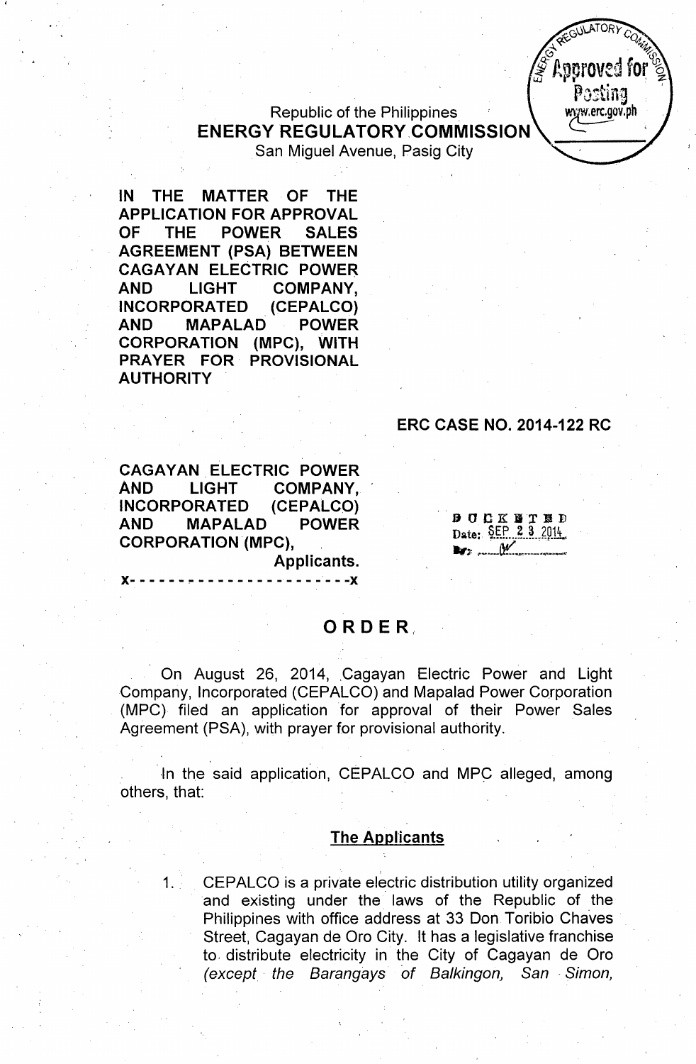Republic of the Philippines
**ENERGY REGULATORY COMMISSION**
San Miguel Avenue, Pasig City

**IN THE MATTER OF THE APPLICATION FOR APPROVAL OF THE POWER SALES AGREEMENT (PSA) BETWEEN CAGAYAN ELECTRIC POWER AND LIGHT COMPANY, INCORPORATED (CEPALCO) AND MAPALAD POWER CORPORATION (MPC), WITH PRAYER FOR PROVISIONAL AUTHORITY**

**ERC CASE NO. 2014-122 RC**

**CAGAYAN ELECTRIC POWER AND LIGHT COMPANY, INCORPORATED (CEPALCO) AND MAPALAD POWER CORPORATION (MPC),**
**Applicants.**

x- - - - - - - - - - - - - - - - - - - - - - -x

DOCKETED
Date: SEP 23 2014

# ORDER

On August 26, 2014, Cagayan Electric Power and Light Company, Incorporated (CEPALCO) and Mapalad Power Corporation (MPC) filed an application for approval of their Power Sales Agreement (PSA), with prayer for provisional authority.

In the said application, CEPALCO and MPC alleged, among others, that:

## The Applicants

1. CEPALCO is a private electric distribution utility organized and existing under the laws of the Republic of the Philippines with office address at 33 Don Toribio Chaves Street, Cagayan de Oro City. It has a legislative franchise to distribute electricity in the City of Cagayan de Oro *(except the Barangays of Balkingon, San Simon,*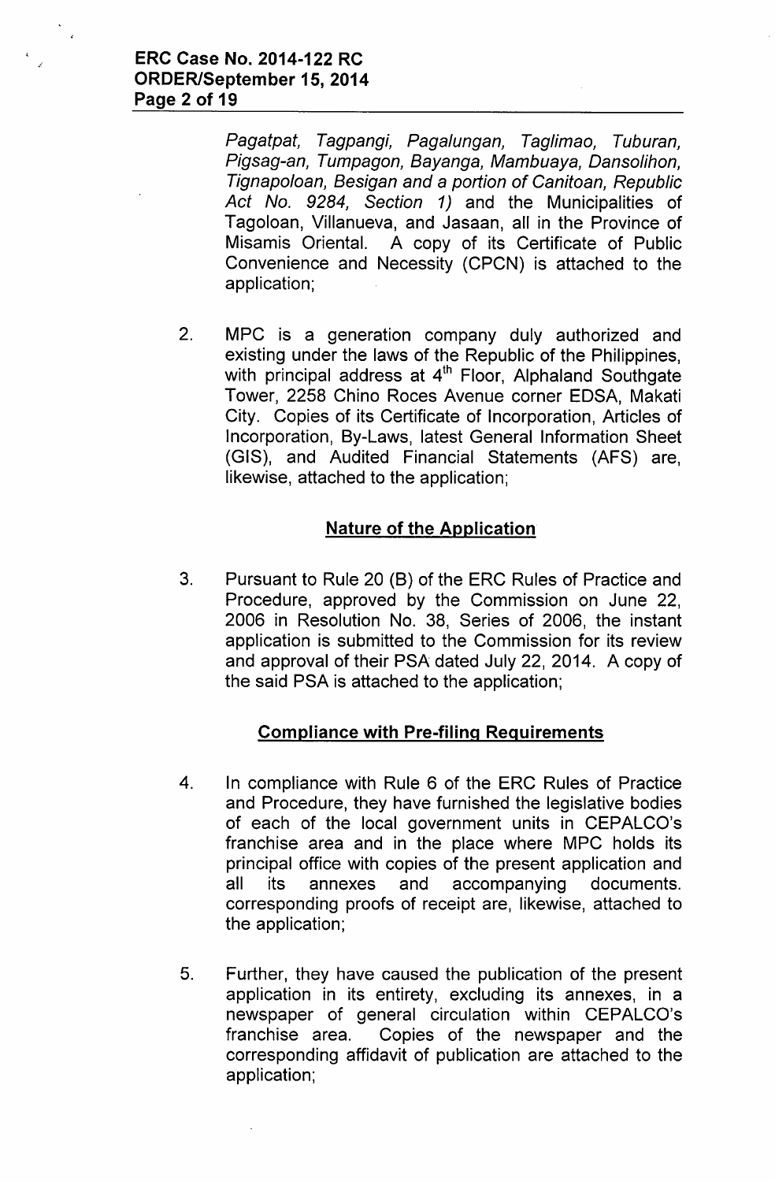*Pagatpat, Tagpangi, Pagalungan, Taglimao, Tuburan, Pigsag-an, Tumpagon, Bayanga, Mambuaya, Dansolihon, Tignapoloan, Besigan and a portion of Canitoan, Republic Act No. 9284, Section 1)* and the Municipalities of Tagoloan, Villanueva, and Jasaan, all in the Province of Misamis Oriental. A copy of its Certificate of Public Convenience and Necessity (CPCN) is attached to the application;

2. MPC is a generation company duly authorized and existing under the laws of the Republic of the Philippines, with principal address at 4th Floor, Alphaland Southgate Tower, 2258 Chino Roces Avenue corner EDSA, Makati City. Copies of its Certificate of Incorporation, Articles of Incorporation, By-Laws, latest General Information Sheet (GIS), and Audited Financial Statements (AFS) are, likewise, attached to the application;

## Nature of the Application

3. Pursuant to Rule 20 (B) of the ERC Rules of Practice and Procedure, approved by the Commission on June 22, 2006 in Resolution No. 38, Series of 2006, the instant application is submitted to the Commission for its review and approval of their PSA dated July 22, 2014. A copy of the said PSA is attached to the application;

## Compliance with Pre-filing Requirements

4. In compliance with Rule 6 of the ERC Rules of Practice and Procedure, they have furnished the legislative bodies of each of the local government units in CEPALCO's franchise area and in the place where MPC holds its principal office with copies of the present application and all its annexes and accompanying documents. corresponding proofs of receipt are, likewise, attached to the application;

5. Further, they have caused the publication of the present application in its entirety, excluding its annexes, in a newspaper of general circulation within CEPALCO's franchise area. Copies of the newspaper and the corresponding affidavit of publication are attached to the application;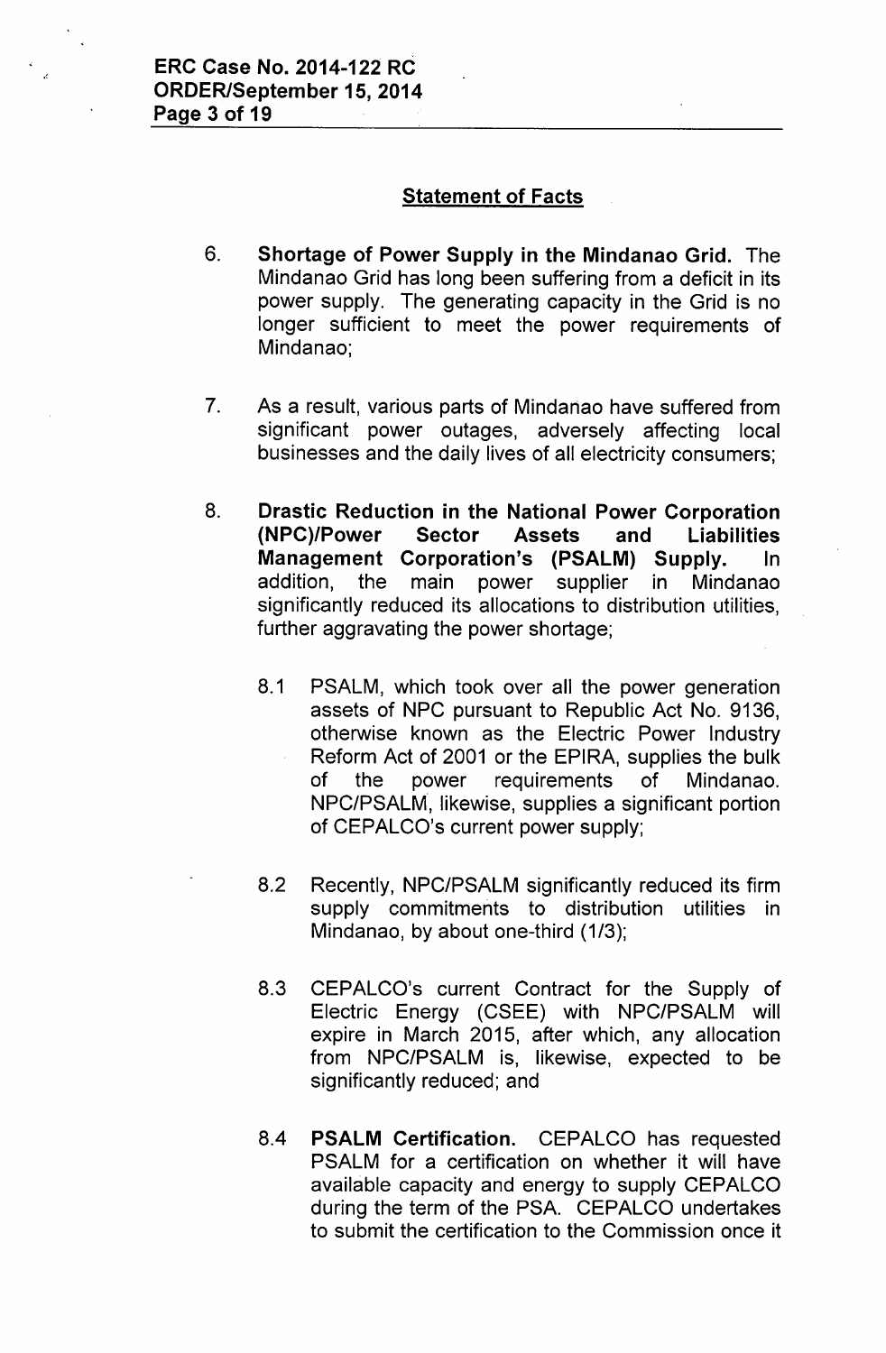## Statement of Facts

6. **Shortage of Power Supply in the Mindanao Grid.** The Mindanao Grid has long been suffering from a deficit in its power supply. The generating capacity in the Grid is no longer sufficient to meet the power requirements of Mindanao;

7. As a result, various parts of Mindanao have suffered from significant power outages, adversely affecting local businesses and the daily lives of all electricity consumers;

8. **Drastic Reduction in the National Power Corporation (NPC)/Power Sector Assets and Liabilities Management Corporation's (PSALM) Supply.** In addition, the main power supplier in Mindanao significantly reduced its allocations to distribution utilities, further aggravating the power shortage;

   8.1 PSALM, which took over all the power generation assets of NPC pursuant to Republic Act No. 9136, otherwise known as the Electric Power Industry Reform Act of 2001 or the EPIRA, supplies the bulk of the power requirements of Mindanao. NPC/PSALM, likewise, supplies a significant portion of CEPALCO's current power supply;

   8.2 Recently, NPC/PSALM significantly reduced its firm supply commitments to distribution utilities in Mindanao, by about one-third (1/3);

   8.3 CEPALCO's current Contract for the Supply of Electric Energy (CSEE) with NPC/PSALM will expire in March 2015, after which, any allocation from NPC/PSALM is, likewise, expected to be significantly reduced; and

   8.4 **PSALM Certification.** CEPALCO has requested PSALM for a certification on whether it will have available capacity and energy to supply CEPALCO during the term of the PSA. CEPALCO undertakes to submit the certification to the Commission once it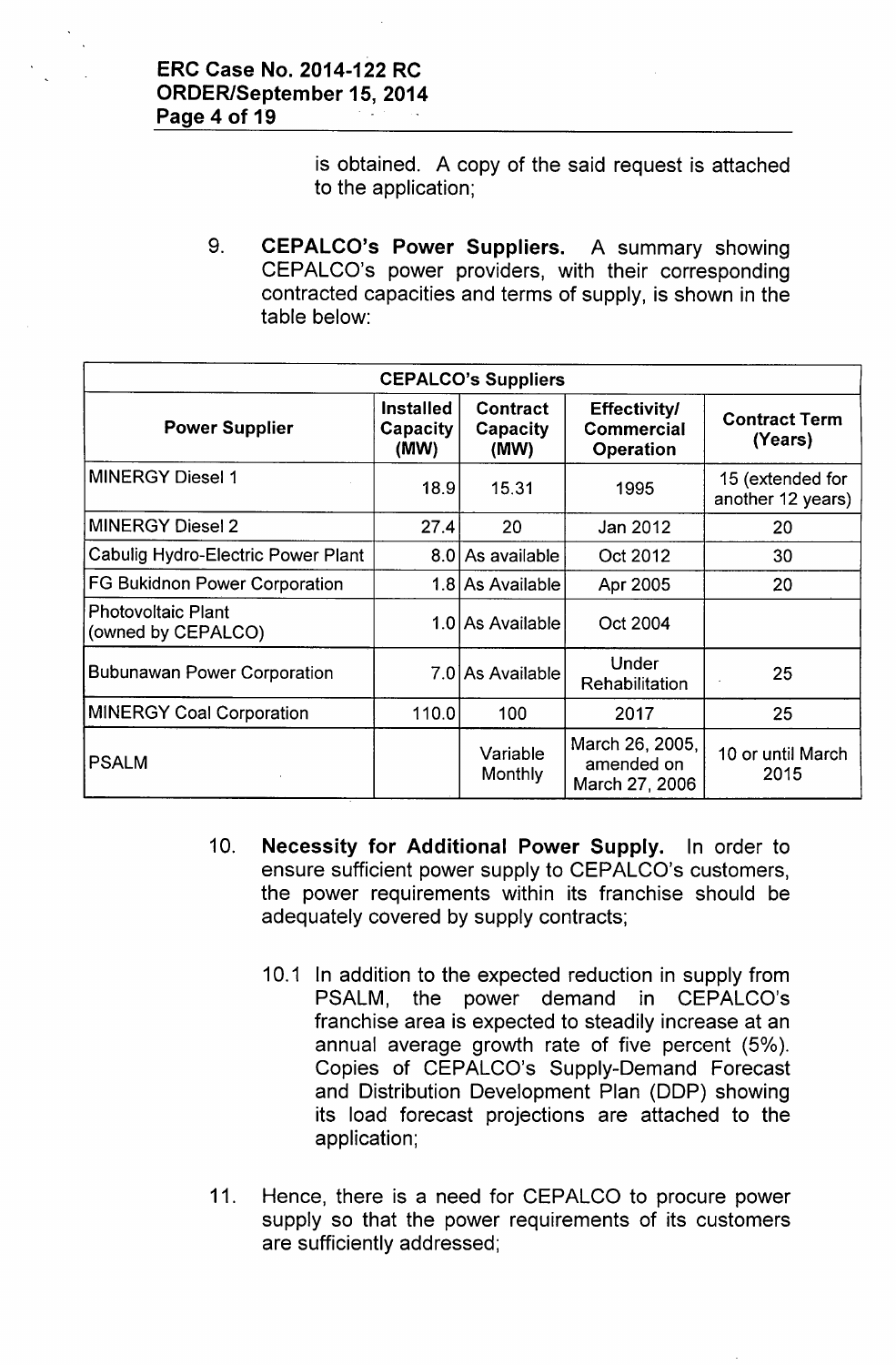is obtained. A copy of the said request is attached to the application;

9. **CEPALCO's Power Suppliers.** A summary showing CEPALCO's power providers, with their corresponding contracted capacities and terms of supply, is shown in the table below:

| CEPALCO's Suppliers | | | | |
|---|---|---|---|---|
| **Power Supplier** | **Installed Capacity (MW)** | **Contract Capacity (MW)** | **Effectivity/ Commercial Operation** | **Contract Term (Years)** |
| MINERGY Diesel 1 | 18.9 | 15.31 | 1995 | 15 (extended for another 12 years) |
| MINERGY Diesel 2 | 27.4 | 20 | Jan 2012 | 20 |
| Cabulig Hydro-Electric Power Plant | 8.0 | As available | Oct 2012 | 30 |
| FG Bukidnon Power Corporation | 1.8 | As Available | Apr 2005 | 20 |
| Photovoltaic Plant (owned by CEPALCO) | 1.0 | As Available | Oct 2004 | |
| Bubunawan Power Corporation | 7.0 | As Available | Under Rehabilitation | 25 |
| MINERGY Coal Corporation | 110.0 | 100 | 2017 | 25 |
| PSALM | | Variable Monthly | March 26, 2005, amended on March 27, 2006 | 10 or until March 2015 |

10. **Necessity for Additional Power Supply.** In order to ensure sufficient power supply to CEPALCO's customers, the power requirements within its franchise should be adequately covered by supply contracts;

    10.1 In addition to the expected reduction in supply from PSALM, the power demand in CEPALCO's franchise area is expected to steadily increase at an annual average growth rate of five percent (5%). Copies of CEPALCO's Supply-Demand Forecast and Distribution Development Plan (DDP) showing its load forecast projections are attached to the application;

11. Hence, there is a need for CEPALCO to procure power supply so that the power requirements of its customers are sufficiently addressed;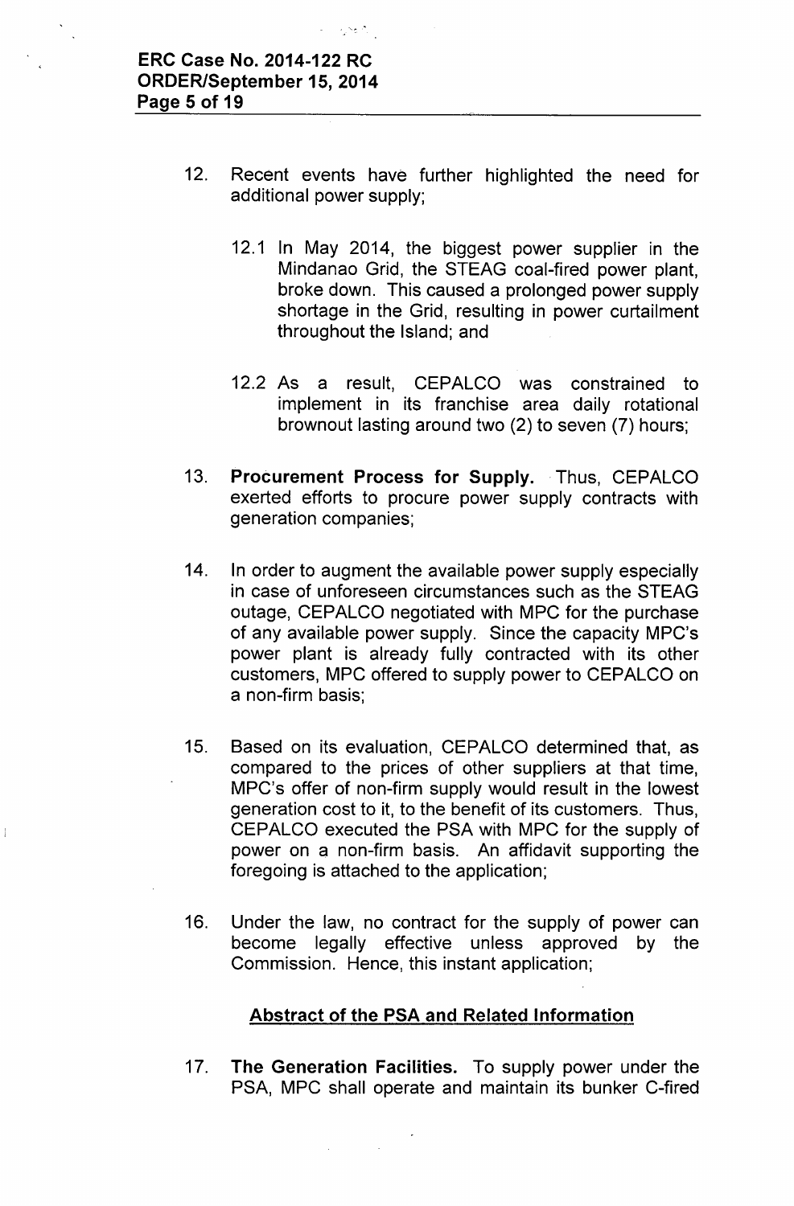12. Recent events have further highlighted the need for additional power supply;

    12.1 In May 2014, the biggest power supplier in the Mindanao Grid, the STEAG coal-fired power plant, broke down. This caused a prolonged power supply shortage in the Grid, resulting in power curtailment throughout the Island; and

    12.2 As a result, CEPALCO was constrained to implement in its franchise area daily rotational brownout lasting around two (2) to seven (7) hours;

13. **Procurement Process for Supply.** Thus, CEPALCO exerted efforts to procure power supply contracts with generation companies;

14. In order to augment the available power supply especially in case of unforeseen circumstances such as the STEAG outage, CEPALCO negotiated with MPC for the purchase of any available power supply. Since the capacity MPC's power plant is already fully contracted with its other customers, MPC offered to supply power to CEPALCO on a non-firm basis;

15. Based on its evaluation, CEPALCO determined that, as compared to the prices of other suppliers at that time, MPC's offer of non-firm supply would result in the lowest generation cost to it, to the benefit of its customers. Thus, CEPALCO executed the PSA with MPC for the supply of power on a non-firm basis. An affidavit supporting the foregoing is attached to the application;

16. Under the law, no contract for the supply of power can become legally effective unless approved by the Commission. Hence, this instant application;

## Abstract of the PSA and Related Information

17. **The Generation Facilities.** To supply power under the PSA, MPC shall operate and maintain its bunker C-fired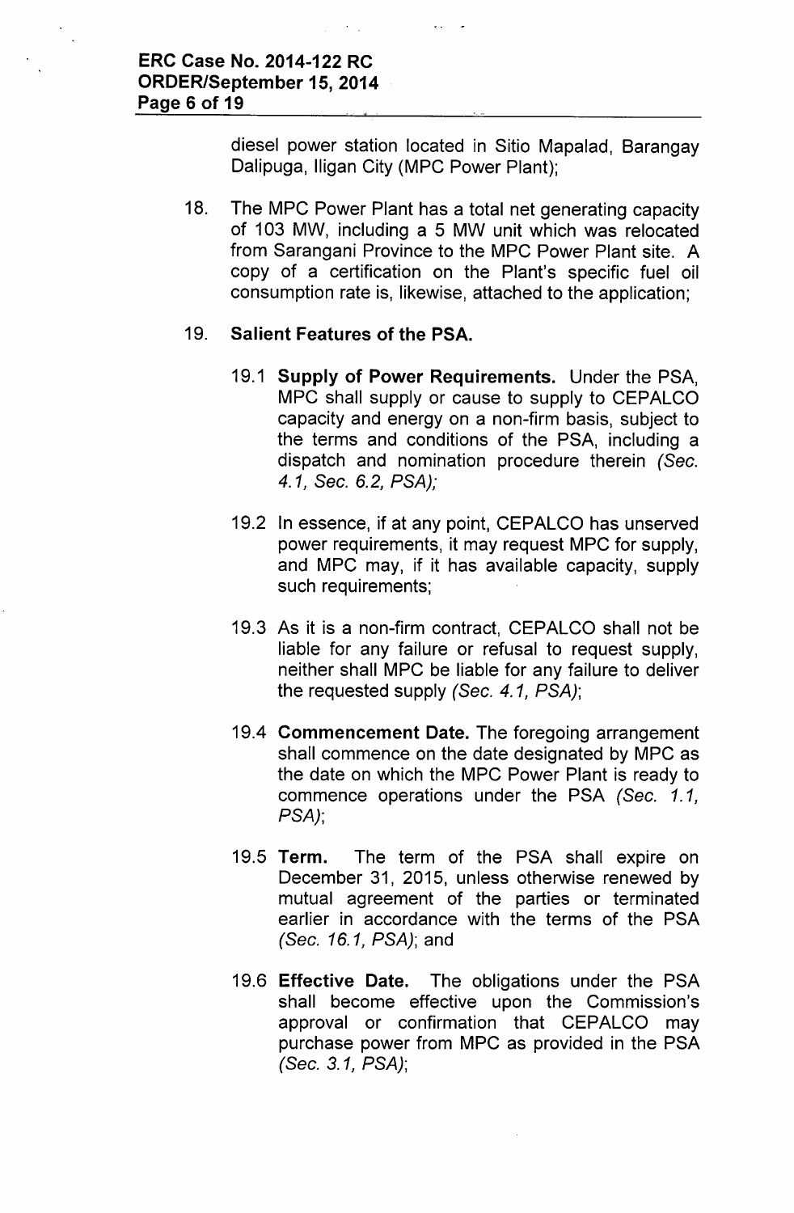diesel power station located in Sitio Mapalad, Barangay Dalipuga, Iligan City (MPC Power Plant);

18. The MPC Power Plant has a total net generating capacity of 103 MW, including a 5 MW unit which was relocated from Sarangani Province to the MPC Power Plant site. A copy of a certification on the Plant's specific fuel oil consumption rate is, likewise, attached to the application;

19. **Salient Features of the PSA.**

    19.1 **Supply of Power Requirements.** Under the PSA, MPC shall supply or cause to supply to CEPALCO capacity and energy on a non-firm basis, subject to the terms and conditions of the PSA, including a dispatch and nomination procedure therein *(Sec. 4.1, Sec. 6.2, PSA);*

    19.2 In essence, if at any point, CEPALCO has unserved power requirements, it may request MPC for supply, and MPC may, if it has available capacity, supply such requirements;

    19.3 As it is a non-firm contract, CEPALCO shall not be liable for any failure or refusal to request supply, neither shall MPC be liable for any failure to deliver the requested supply *(Sec. 4.1, PSA)*;

    19.4 **Commencement Date.** The foregoing arrangement shall commence on the date designated by MPC as the date on which the MPC Power Plant is ready to commence operations under the PSA *(Sec. 1.1, PSA)*;

    19.5 **Term.** The term of the PSA shall expire on December 31, 2015, unless otherwise renewed by mutual agreement of the parties or terminated earlier in accordance with the terms of the PSA *(Sec. 16.1, PSA)*; and

    19.6 **Effective Date.** The obligations under the PSA shall become effective upon the Commission's approval or confirmation that CEPALCO may purchase power from MPC as provided in the PSA *(Sec. 3.1, PSA)*;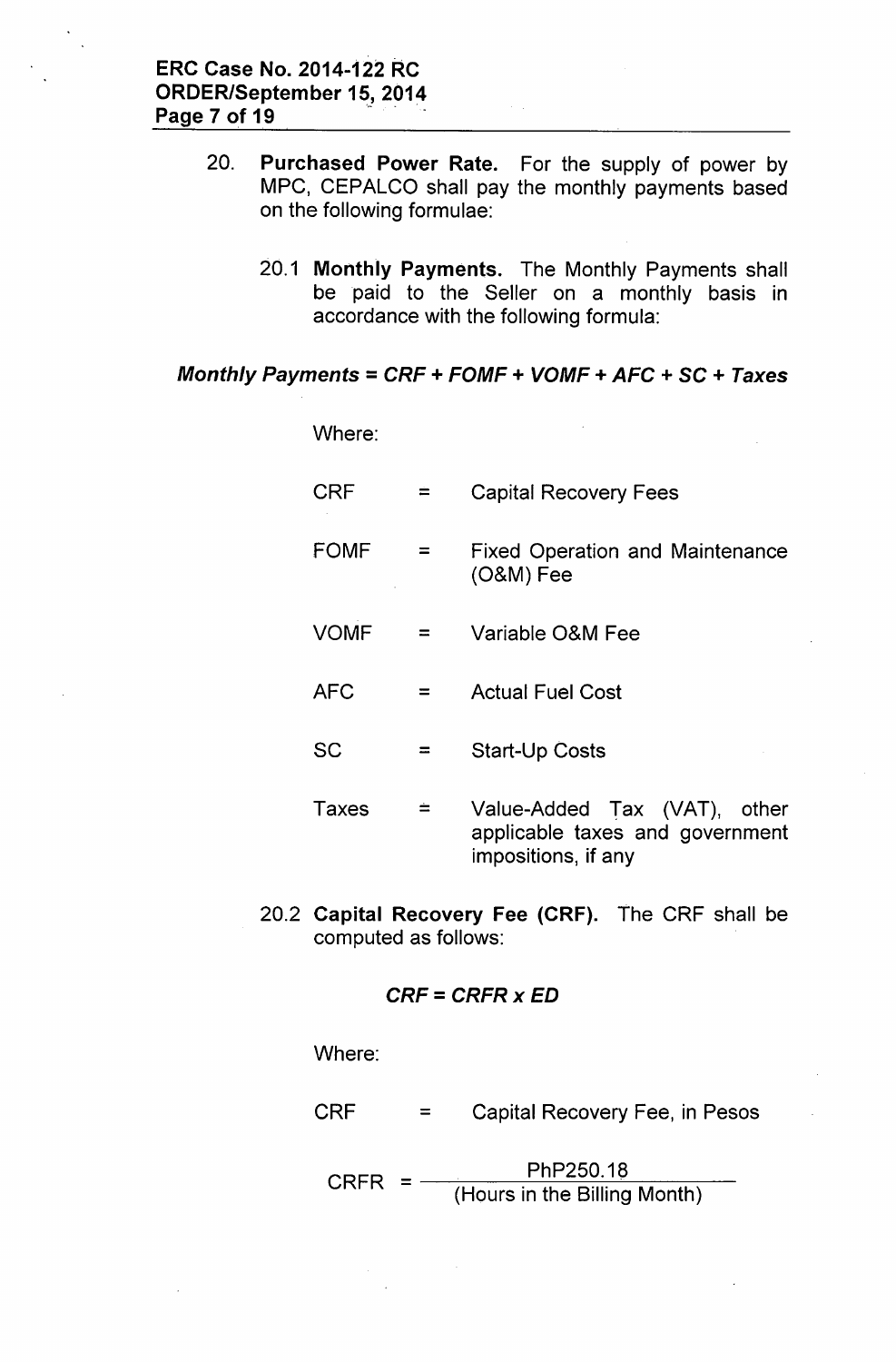20. **Purchased Power Rate.** For the supply of power by MPC, CEPALCO shall pay the monthly payments based on the following formulae:

    20.1 **Monthly Payments.** The Monthly Payments shall be paid to the Seller on a monthly basis in accordance with the following formula:

***Monthly Payments = CRF + FOMF + VOMF + AFC + SC + Taxes***

Where:

| | | |
|---|---|---|
| CRF | = | Capital Recovery Fees |
| FOMF | = | Fixed Operation and Maintenance (O&M) Fee |
| VOMF | = | Variable O&M Fee |
| AFC | = | Actual Fuel Cost |
| SC | = | Start-Up Costs |
| Taxes | = | Value-Added Tax (VAT), other applicable taxes and government impositions, if any |

    20.2 **Capital Recovery Fee (CRF).** The CRF shall be computed as follows:

***CRF = CRFR x ED***

Where:

CRF = Capital Recovery Fee, in Pesos

$$CRFR = \frac{\text{PhP250.18}}{\text{(Hours in the Billing Month)}}$$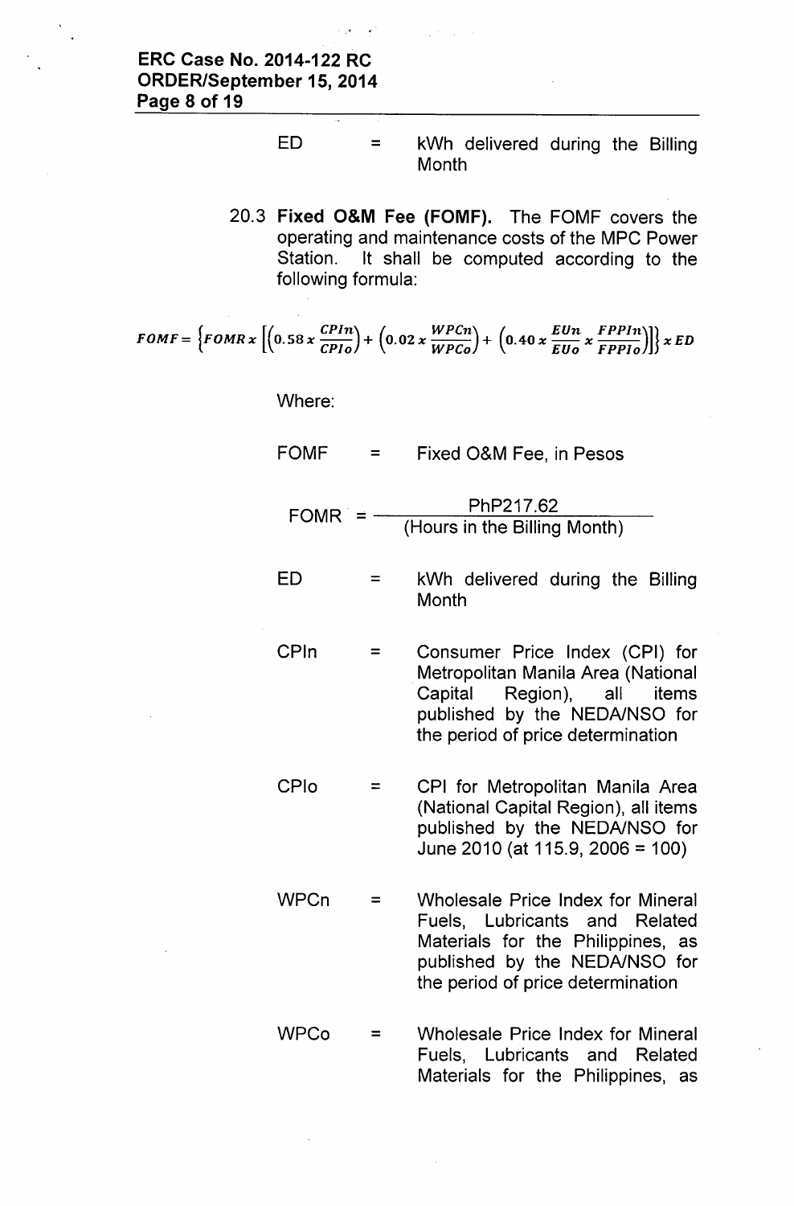ED = kWh delivered during the Billing Month

20.3 **Fixed O&M Fee (FOMF).** The FOMF covers the operating and maintenance costs of the MPC Power Station. It shall be computed according to the following formula:

$$FOMF = \left\{FOMR \, x \left[\left(0.58 \, x \, \frac{CPIn}{CPIo}\right) + \left(0.02 \, x \, \frac{WPCn}{WPCo}\right) + \left(0.40 \, x \, \frac{EUn}{EUo} \, x \, \frac{FPPIn}{FPPIo}\right)\right]\right\} x \, ED$$

Where:

FOMF = Fixed O&M Fee, in Pesos

$$FOMR = \frac{\text{PhP217.62}}{\text{(Hours in the Billing Month)}}$$

ED = kWh delivered during the Billing Month

CPIn = Consumer Price Index (CPI) for Metropolitan Manila Area (National Capital Region), all items published by the NEDA/NSO for the period of price determination

CPIo = CPI for Metropolitan Manila Area (National Capital Region), all items published by the NEDA/NSO for June 2010 (at 115.9, 2006 = 100)

WPCn = Wholesale Price Index for Mineral Fuels, Lubricants and Related Materials for the Philippines, as published by the NEDA/NSO for the period of price determination

WPCo = Wholesale Price Index for Mineral Fuels, Lubricants and Related Materials for the Philippines, as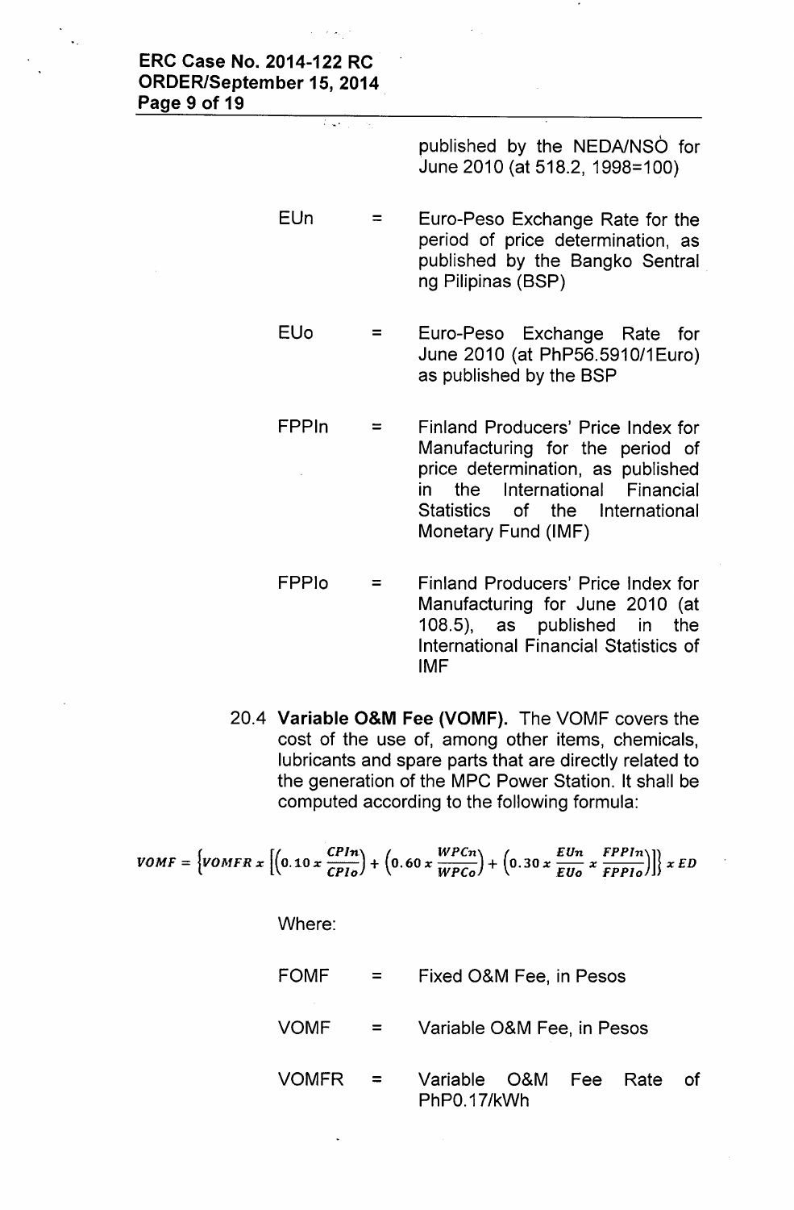published by the NEDA/NSO for June 2010 (at 518.2, 1998=100)

| | | |
|---|---|---|
| EUn | = | Euro-Peso Exchange Rate for the period of price determination, as published by the Bangko Sentral ng Pilipinas (BSP) |
| EUo | = | Euro-Peso Exchange Rate for June 2010 (at PhP56.5910/1Euro) as published by the BSP |
| FPPIn | = | Finland Producers' Price Index for Manufacturing for the period of price determination, as published in the International Financial Statistics of the International Monetary Fund (IMF) |
| FPPIo | = | Finland Producers' Price Index for Manufacturing for June 2010 (at 108.5), as published in the International Financial Statistics of IMF |

20.4 **Variable O&M Fee (VOMF).** The VOMF covers the cost of the use of, among other items, chemicals, lubricants and spare parts that are directly related to the generation of the MPC Power Station. It shall be computed according to the following formula:

$$VOMF = \left\{VOMFR \times \left[\left(0.10 \times \frac{CPIn}{CPIo}\right) + \left(0.60 \times \frac{WPCn}{WPCo}\right) + \left(0.30 \times \frac{EUn}{EUo} \times \frac{FPPIn}{FPPIo}\right)\right]\right\} \times ED$$

Where:

| | | |
|---|---|---|
| FOMF | = | Fixed O&M Fee, in Pesos |
| VOMF | = | Variable O&M Fee, in Pesos |
| VOMFR | = | Variable O&M Fee Rate of PhP0.17/kWh |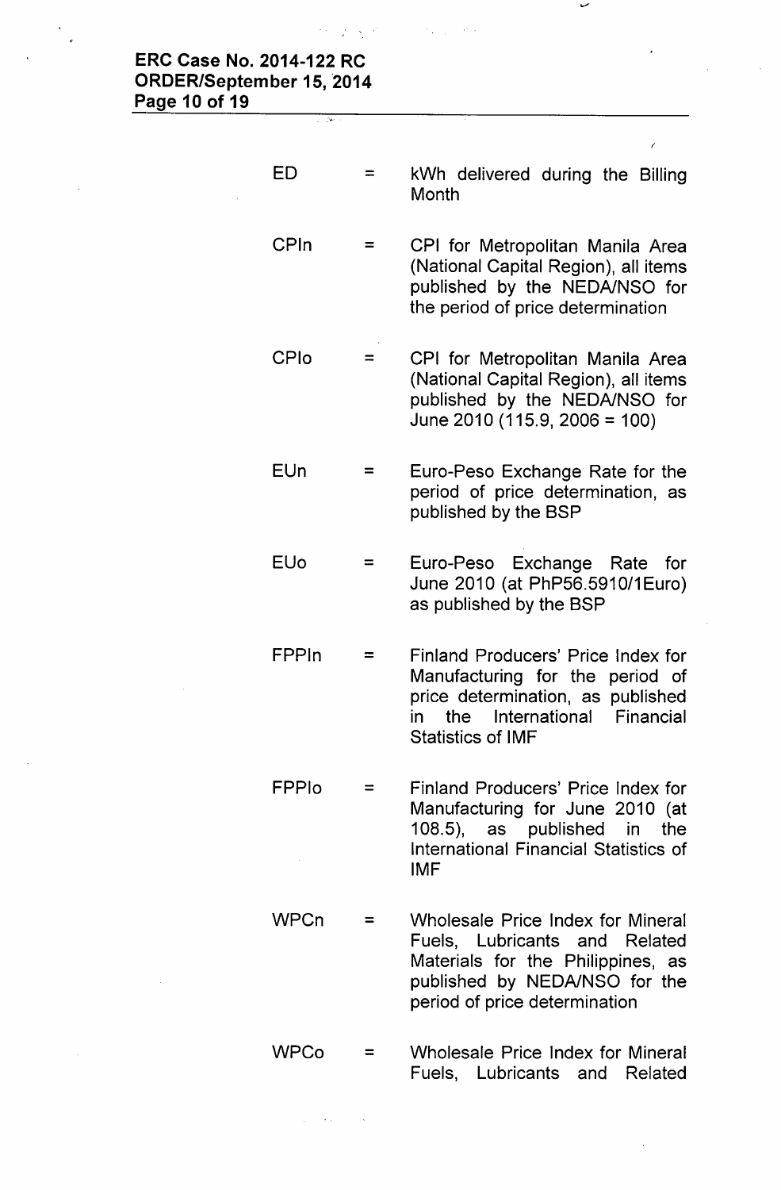| | | |
|---|---|---|
| ED | = | kWh delivered during the Billing Month |
| CPIn | = | CPI for Metropolitan Manila Area (National Capital Region), all items published by the NEDA/NSO for the period of price determination |
| CPIo | = | CPI for Metropolitan Manila Area (National Capital Region), all items published by the NEDA/NSO for June 2010 (115.9, 2006 = 100) |
| EUn | = | Euro-Peso Exchange Rate for the period of price determination, as published by the BSP |
| EUo | = | Euro-Peso Exchange Rate for June 2010 (at PhP56.5910/1Euro) as published by the BSP |
| FPPIn | = | Finland Producers' Price Index for Manufacturing for the period of price determination, as published in the International Financial Statistics of IMF |
| FPPIo | = | Finland Producers' Price Index for Manufacturing for June 2010 (at 108.5), as published in the International Financial Statistics of IMF |
| WPCn | = | Wholesale Price Index for Mineral Fuels, Lubricants and Related Materials for the Philippines, as published by NEDA/NSO for the period of price determination |
| WPCo | = | Wholesale Price Index for Mineral Fuels, Lubricants and Related |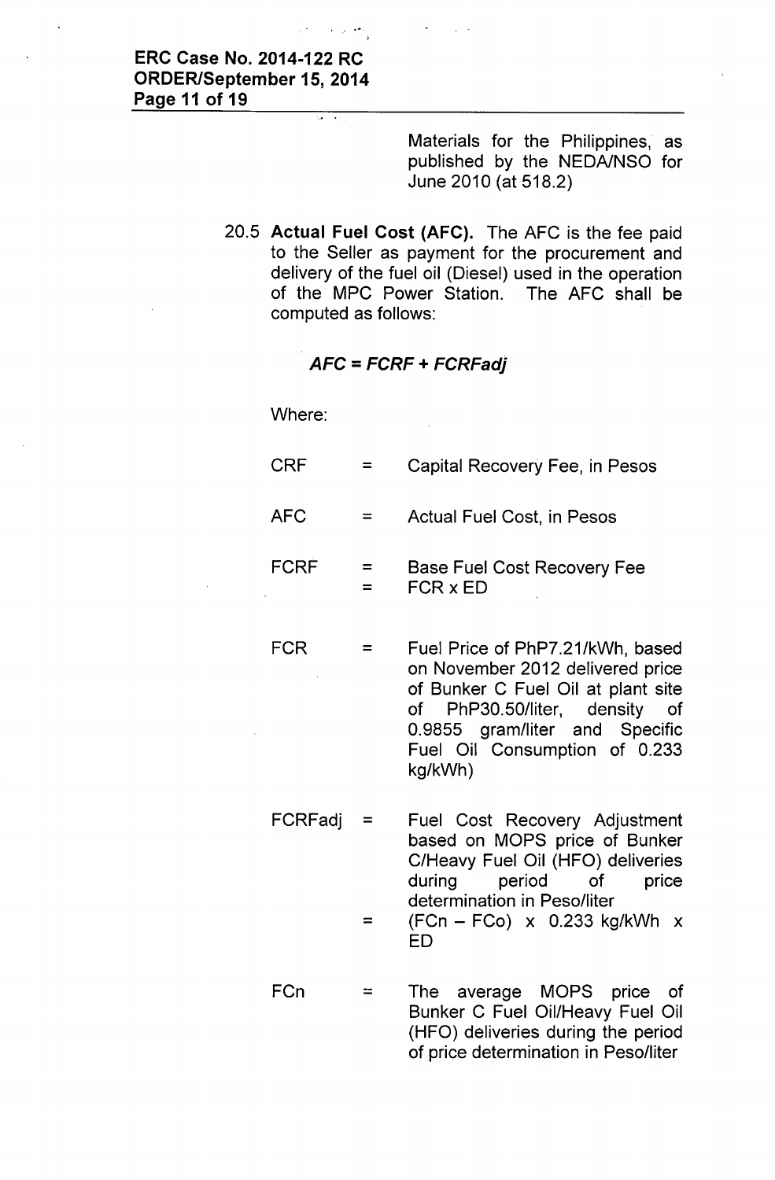Materials for the Philippines, as published by the NEDA/NSO for June 2010 (at 518.2)

20.5 **Actual Fuel Cost (AFC).** The AFC is the fee paid to the Seller as payment for the procurement and delivery of the fuel oil (Diesel) used in the operation of the MPC Power Station. The AFC shall be computed as follows:

$$AFC = FCRF + FCRFadj$$

Where:

| | | |
|---|---|---|
| CRF | = | Capital Recovery Fee, in Pesos |
| AFC | = | Actual Fuel Cost, in Pesos |
| FCRF | = | Base Fuel Cost Recovery Fee |
| | = | FCR x ED |
| FCR | = | Fuel Price of PhP7.21/kWh, based on November 2012 delivered price of Bunker C Fuel Oil at plant site of PhP30.50/liter, density of 0.9855 gram/liter and Specific Fuel Oil Consumption of 0.233 kg/kWh) |
| FCRFadj | = | Fuel Cost Recovery Adjustment based on MOPS price of Bunker C/Heavy Fuel Oil (HFO) deliveries during period of price determination in Peso/liter |
| | = | (FCn – FCo) x 0.233 kg/kWh x ED |
| FCn | = | The average MOPS price of Bunker C Fuel Oil/Heavy Fuel Oil (HFO) deliveries during the period of price determination in Peso/liter |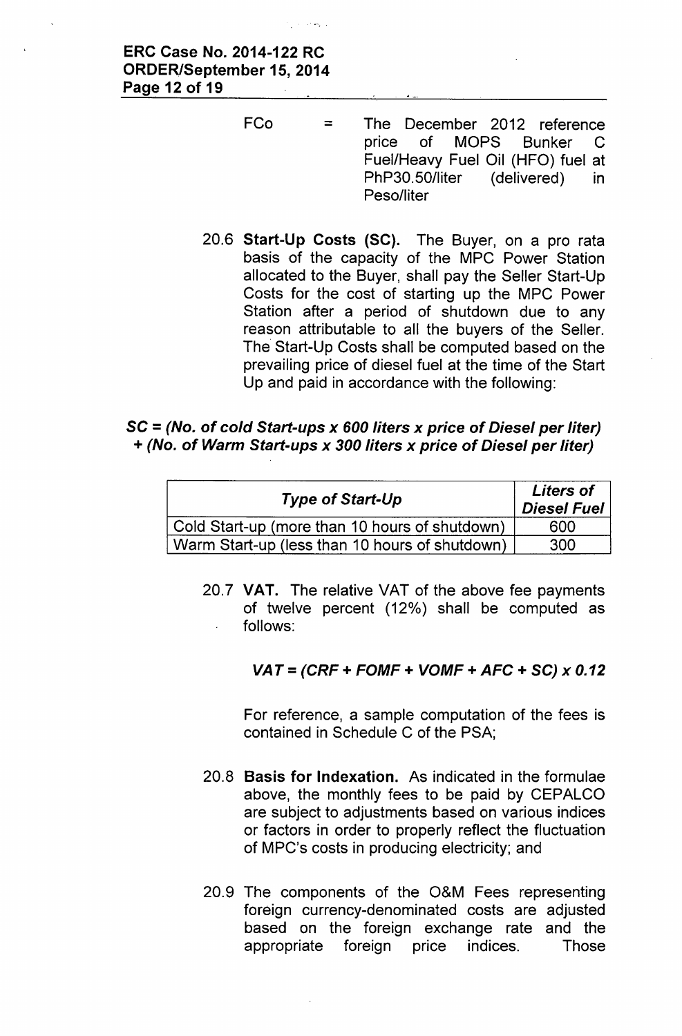FCo = The December 2012 reference price of MOPS Bunker C Fuel/Heavy Fuel Oil (HFO) fuel at PhP30.50/liter (delivered) in Peso/liter

20.6 **Start-Up Costs (SC).** The Buyer, on a pro rata basis of the capacity of the MPC Power Station allocated to the Buyer, shall pay the Seller Start-Up Costs for the cost of starting up the MPC Power Station after a period of shutdown due to any reason attributable to all the buyers of the Seller. The Start-Up Costs shall be computed based on the prevailing price of diesel fuel at the time of the Start Up and paid in accordance with the following:

***SC = (No. of cold Start-ups x 600 liters x price of Diesel per liter) + (No. of Warm Start-ups x 300 liters x price of Diesel per liter)***

| *Type of Start-Up* | *Liters of Diesel Fuel* |
|---|---|
| Cold Start-up (more than 10 hours of shutdown) | 600 |
| Warm Start-up (less than 10 hours of shutdown) | 300 |

20.7 **VAT.** The relative VAT of the above fee payments of twelve percent (12%) shall be computed as follows:

***VAT = (CRF + FOMF + VOMF + AFC + SC) x 0.12***

For reference, a sample computation of the fees is contained in Schedule C of the PSA;

20.8 **Basis for Indexation.** As indicated in the formulae above, the monthly fees to be paid by CEPALCO are subject to adjustments based on various indices or factors in order to properly reflect the fluctuation of MPC's costs in producing electricity; and

20.9 The components of the O&M Fees representing foreign currency-denominated costs are adjusted based on the foreign exchange rate and the appropriate foreign price indices. Those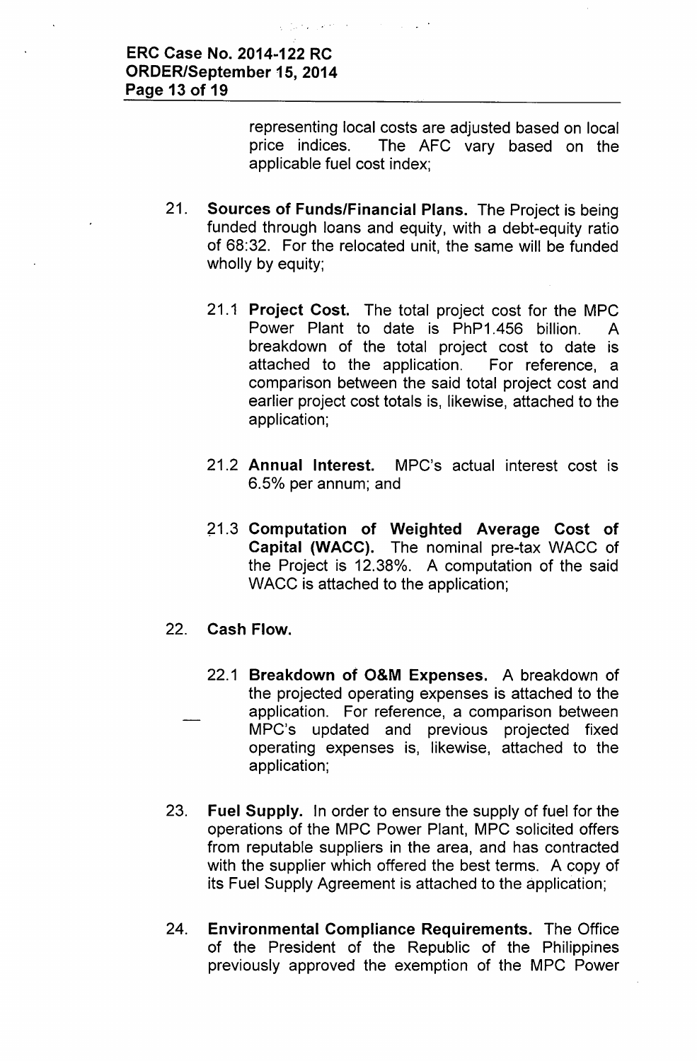representing local costs are adjusted based on local price indices. The AFC vary based on the applicable fuel cost index;

21. **Sources of Funds/Financial Plans.** The Project is being funded through loans and equity, with a debt-equity ratio of 68:32. For the relocated unit, the same will be funded wholly by equity;

    21.1 **Project Cost.** The total project cost for the MPC Power Plant to date is PhP1.456 billion. A breakdown of the total project cost to date is attached to the application. For reference, a comparison between the said total project cost and earlier project cost totals is, likewise, attached to the application;

    21.2 **Annual Interest.** MPC's actual interest cost is 6.5% per annum; and

    21.3 **Computation of Weighted Average Cost of Capital (WACC).** The nominal pre-tax WACC of the Project is 12.38%. A computation of the said WACC is attached to the application;

22. **Cash Flow.**

    22.1 **Breakdown of O&M Expenses.** A breakdown of the projected operating expenses is attached to the application. For reference, a comparison between MPC's updated and previous projected fixed operating expenses is, likewise, attached to the application;

23. **Fuel Supply.** In order to ensure the supply of fuel for the operations of the MPC Power Plant, MPC solicited offers from reputable suppliers in the area, and has contracted with the supplier which offered the best terms. A copy of its Fuel Supply Agreement is attached to the application;

24. **Environmental Compliance Requirements.** The Office of the President of the Republic of the Philippines previously approved the exemption of the MPC Power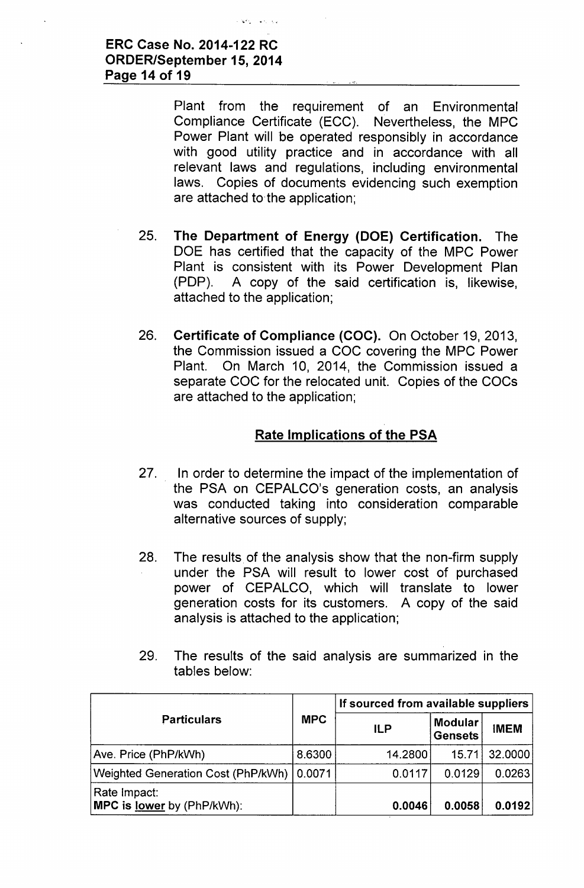Plant from the requirement of an Environmental Compliance Certificate (ECC). Nevertheless, the MPC Power Plant will be operated responsibly in accordance with good utility practice and in accordance with all relevant laws and regulations, including environmental laws. Copies of documents evidencing such exemption are attached to the application;

25. **The Department of Energy (DOE) Certification.** The DOE has certified that the capacity of the MPC Power Plant is consistent with its Power Development Plan (PDP). A copy of the said certification is, likewise, attached to the application;

26. **Certificate of Compliance (COC).** On October 19, 2013, the Commission issued a COC covering the MPC Power Plant. On March 10, 2014, the Commission issued a separate COC for the relocated unit. Copies of the COCs are attached to the application;

## Rate Implications of the PSA

27. In order to determine the impact of the implementation of the PSA on CEPALCO's generation costs, an analysis was conducted taking into consideration comparable alternative sources of supply;

28. The results of the analysis show that the non-firm supply under the PSA will result to lower cost of purchased power of CEPALCO, which will translate to lower generation costs for its customers. A copy of the said analysis is attached to the application;

29. The results of the said analysis are summarized in the tables below:

| Particulars | MPC | If sourced from available suppliers | | |
|---|---|---|---|---|
| | | ILP | Modular Gensets | IMEM |
| Ave. Price (PhP/kWh) | 8.6300 | 14.2800 | 15.71 | 32.0000 |
| Weighted Generation Cost (PhP/kWh) | 0.0071 | 0.0117 | 0.0129 | 0.0263 |
| Rate Impact: **MPC is lower by (PhP/kWh):** | | **0.0046** | **0.0058** | **0.0192** |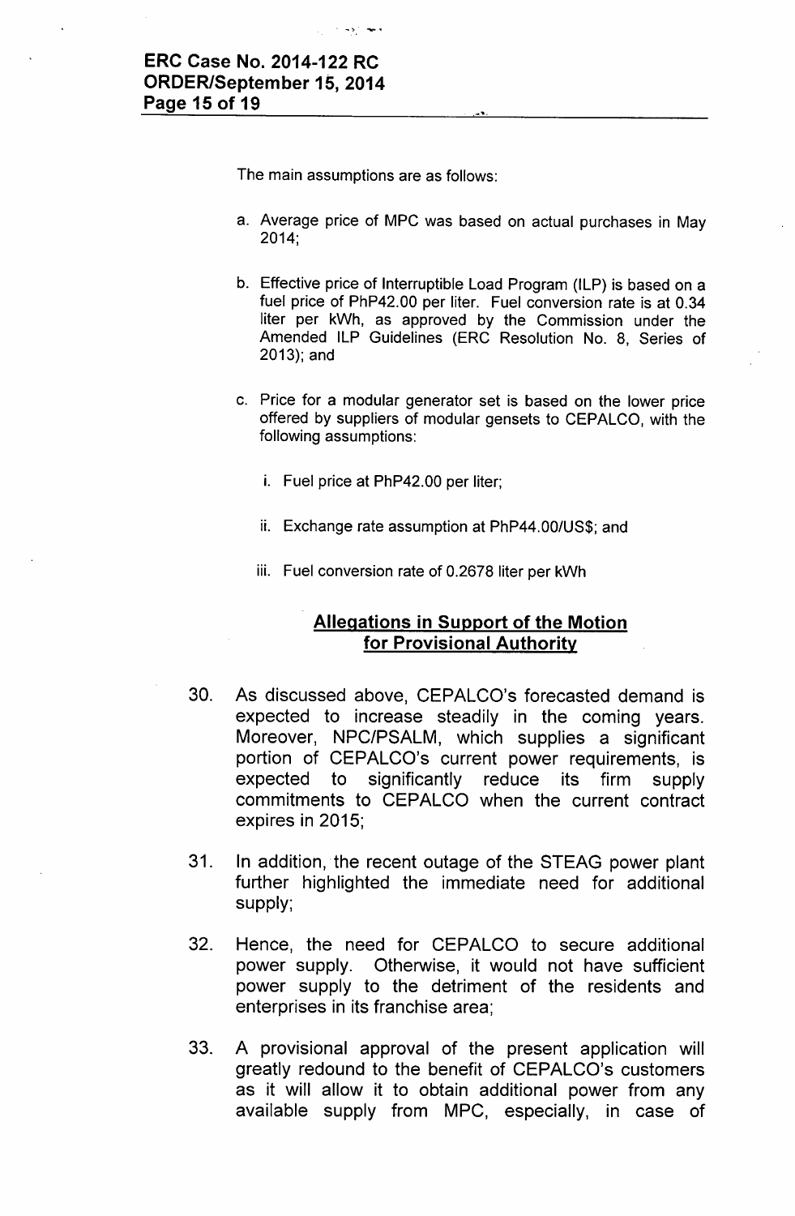The main assumptions are as follows:

a. Average price of MPC was based on actual purchases in May 2014;

b. Effective price of Interruptible Load Program (ILP) is based on a fuel price of PhP42.00 per liter. Fuel conversion rate is at 0.34 liter per kWh, as approved by the Commission under the Amended ILP Guidelines (ERC Resolution No. 8, Series of 2013); and

c. Price for a modular generator set is based on the lower price offered by suppliers of modular gensets to CEPALCO, with the following assumptions:

   i. Fuel price at PhP42.00 per liter;

   ii. Exchange rate assumption at PhP44.00/US$; and

   iii. Fuel conversion rate of 0.2678 liter per kWh

## Allegations in Support of the Motion for Provisional Authority

30. As discussed above, CEPALCO's forecasted demand is expected to increase steadily in the coming years. Moreover, NPC/PSALM, which supplies a significant portion of CEPALCO's current power requirements, is expected to significantly reduce its firm supply commitments to CEPALCO when the current contract expires in 2015;

31. In addition, the recent outage of the STEAG power plant further highlighted the immediate need for additional supply;

32. Hence, the need for CEPALCO to secure additional power supply. Otherwise, it would not have sufficient power supply to the detriment of the residents and enterprises in its franchise area;

33. A provisional approval of the present application will greatly redound to the benefit of CEPALCO's customers as it will allow it to obtain additional power from any available supply from MPC, especially, in case of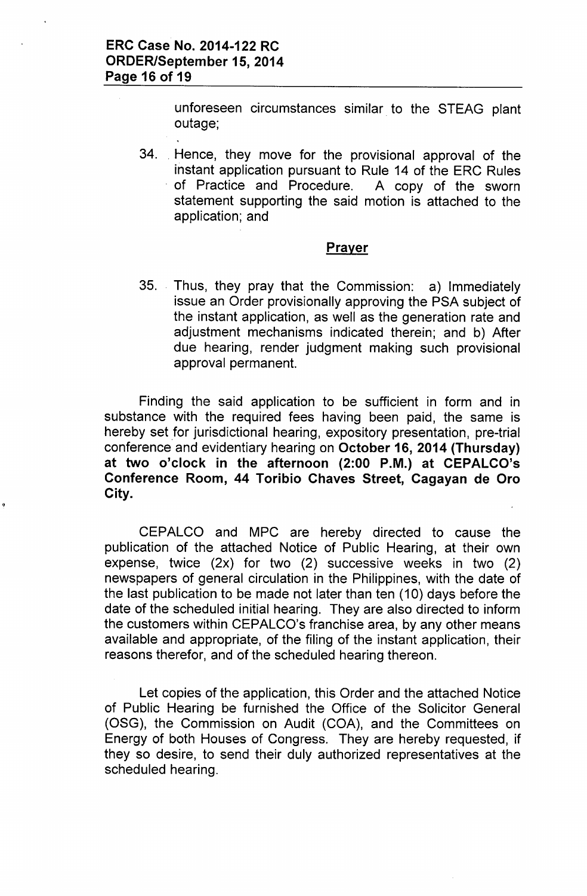unforeseen circumstances similar to the STEAG plant outage;

34. Hence, they move for the provisional approval of the instant application pursuant to Rule 14 of the ERC Rules of Practice and Procedure. A copy of the sworn statement supporting the said motion is attached to the application; and

## Prayer

35. Thus, they pray that the Commission: a) Immediately issue an Order provisionally approving the PSA subject of the instant application, as well as the generation rate and adjustment mechanisms indicated therein; and b) After due hearing, render judgment making such provisional approval permanent.

Finding the said application to be sufficient in form and in substance with the required fees having been paid, the same is hereby set for jurisdictional hearing, expository presentation, pre-trial conference and evidentiary hearing on **October 16, 2014 (Thursday) at two o'clock in the afternoon (2:00 P.M.) at CEPALCO's Conference Room, 44 Toribio Chaves Street, Cagayan de Oro City.**

CEPALCO and MPC are hereby directed to cause the publication of the attached Notice of Public Hearing, at their own expense, twice (2x) for two (2) successive weeks in two (2) newspapers of general circulation in the Philippines, with the date of the last publication to be made not later than ten (10) days before the date of the scheduled initial hearing. They are also directed to inform the customers within CEPALCO's franchise area, by any other means available and appropriate, of the filing of the instant application, their reasons therefor, and of the scheduled hearing thereon.

Let copies of the application, this Order and the attached Notice of Public Hearing be furnished the Office of the Solicitor General (OSG), the Commission on Audit (COA), and the Committees on Energy of both Houses of Congress. They are hereby requested, if they so desire, to send their duly authorized representatives at the scheduled hearing.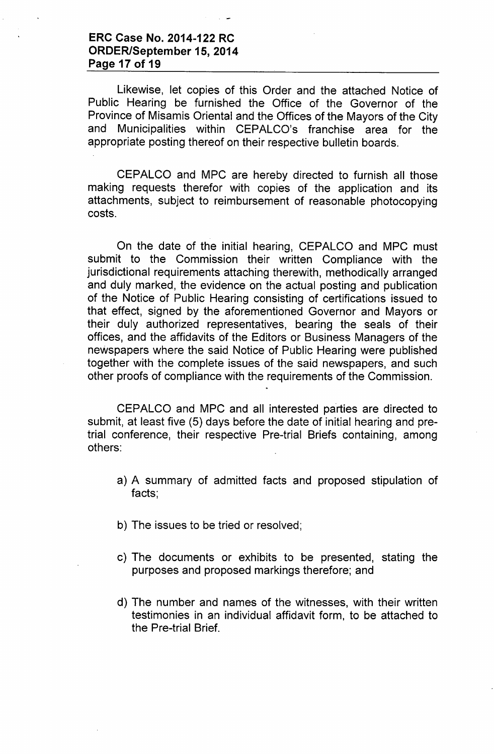Likewise, let copies of this Order and the attached Notice of Public Hearing be furnished the Office of the Governor of the Province of Misamis Oriental and the Offices of the Mayors of the City and Municipalities within CEPALCO's franchise area for the appropriate posting thereof on their respective bulletin boards.

CEPALCO and MPC are hereby directed to furnish all those making requests therefor with copies of the application and its attachments, subject to reimbursement of reasonable photocopying costs.

On the date of the initial hearing, CEPALCO and MPC must submit to the Commission their written Compliance with the jurisdictional requirements attaching therewith, methodically arranged and duly marked, the evidence on the actual posting and publication of the Notice of Public Hearing consisting of certifications issued to that effect, signed by the aforementioned Governor and Mayors or their duly authorized representatives, bearing the seals of their offices, and the affidavits of the Editors or Business Managers of the newspapers where the said Notice of Public Hearing were published together with the complete issues of the said newspapers, and such other proofs of compliance with the requirements of the Commission.

CEPALCO and MPC and all interested parties are directed to submit, at least five (5) days before the date of initial hearing and pre-trial conference, their respective Pre-trial Briefs containing, among others:

a) A summary of admitted facts and proposed stipulation of facts;

b) The issues to be tried or resolved;

c) The documents or exhibits to be presented, stating the purposes and proposed markings therefore; and

d) The number and names of the witnesses, with their written testimonies in an individual affidavit form, to be attached to the Pre-trial Brief.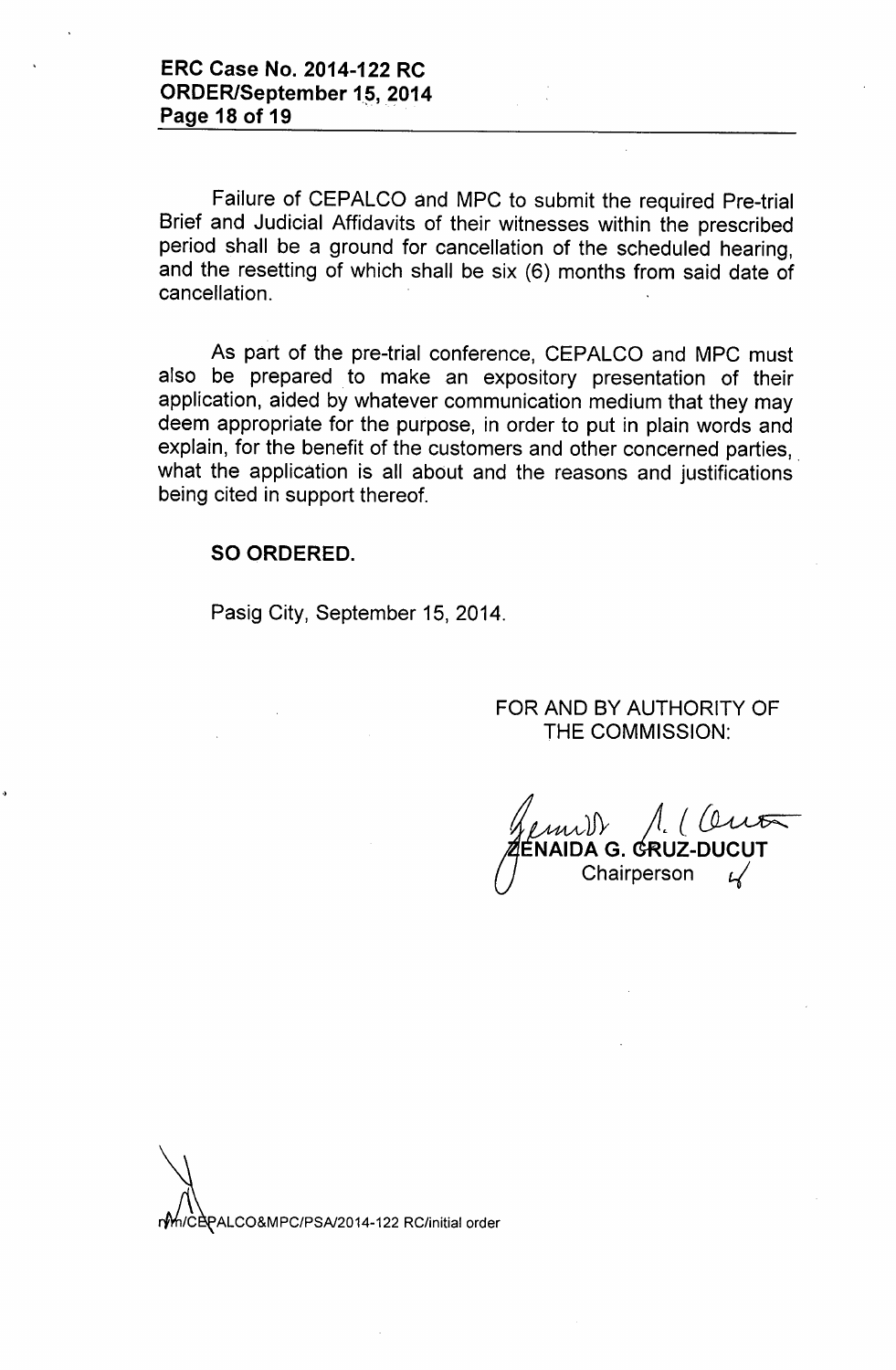Failure of CEPALCO and MPC to submit the required Pre-trial Brief and Judicial Affidavits of their witnesses within the prescribed period shall be a ground for cancellation of the scheduled hearing, and the resetting of which shall be six (6) months from said date of cancellation.

As part of the pre-trial conference, CEPALCO and MPC must also be prepared to make an expository presentation of their application, aided by whatever communication medium that they may deem appropriate for the purpose, in order to put in plain words and explain, for the benefit of the customers and other concerned parties, what the application is all about and the reasons and justifications being cited in support thereof.

**SO ORDERED.**

Pasig City, September 15, 2014.

FOR AND BY AUTHORITY OF
THE COMMISSION:

**ZENAIDA G. CRUZ-DUCUT**
Chairperson

nm/CEPALCO&MPC/PSA/2014-122 RC/initial order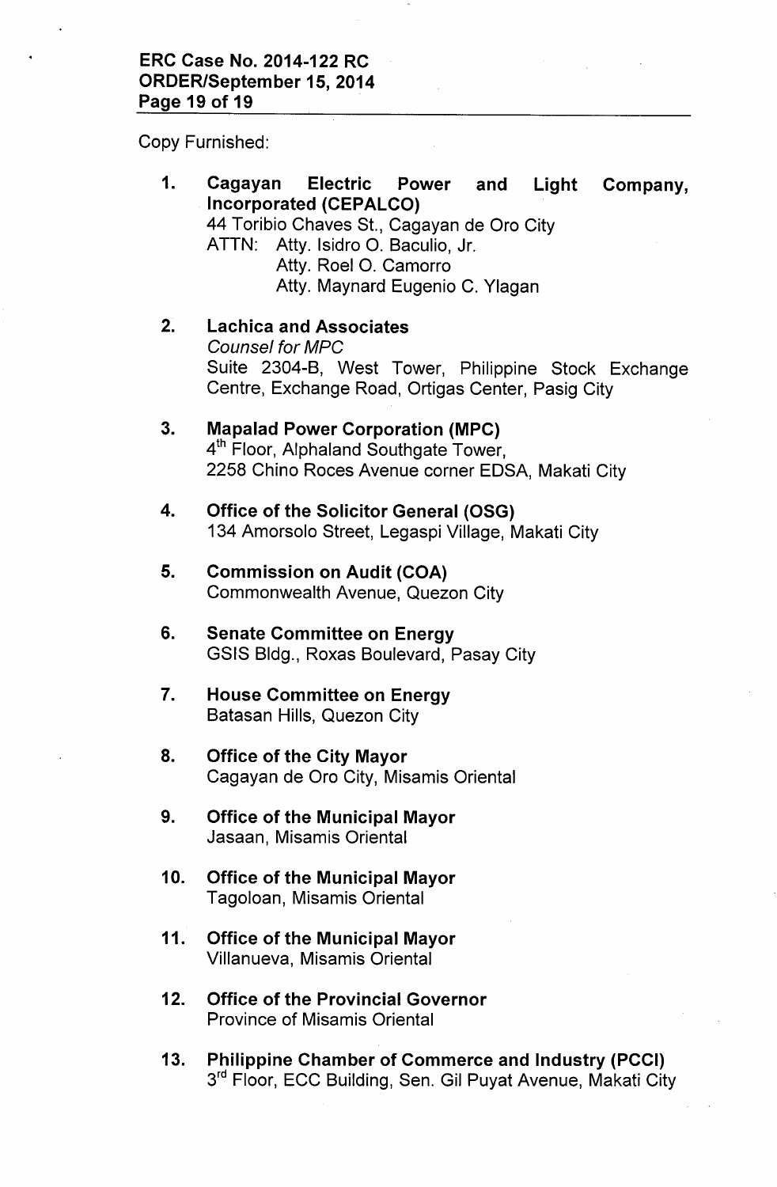Copy Furnished:

1. **Cagayan Electric Power and Light Company, Incorporated (CEPALCO)**
   44 Toribio Chaves St., Cagayan de Oro City
   ATTN: Atty. Isidro O. Baculio, Jr.
   Atty. Roel O. Camorro
   Atty. Maynard Eugenio C. Ylagan

2. **Lachica and Associates**
   *Counsel for MPC*
   Suite 2304-B, West Tower, Philippine Stock Exchange Centre, Exchange Road, Ortigas Center, Pasig City

3. **Mapalad Power Corporation (MPC)**
   4th Floor, Alphaland Southgate Tower,
   2258 Chino Roces Avenue corner EDSA, Makati City

4. **Office of the Solicitor General (OSG)**
   134 Amorsolo Street, Legaspi Village, Makati City

5. **Commission on Audit (COA)**
   Commonwealth Avenue, Quezon City

6. **Senate Committee on Energy**
   GSIS Bldg., Roxas Boulevard, Pasay City

7. **House Committee on Energy**
   Batasan Hills, Quezon City

8. **Office of the City Mayor**
   Cagayan de Oro City, Misamis Oriental

9. **Office of the Municipal Mayor**
   Jasaan, Misamis Oriental

10. **Office of the Municipal Mayor**
    Tagoloan, Misamis Oriental

11. **Office of the Municipal Mayor**
    Villanueva, Misamis Oriental

12. **Office of the Provincial Governor**
    Province of Misamis Oriental

13. **Philippine Chamber of Commerce and Industry (PCCI)**
    3rd Floor, ECC Building, Sen. Gil Puyat Avenue, Makati City